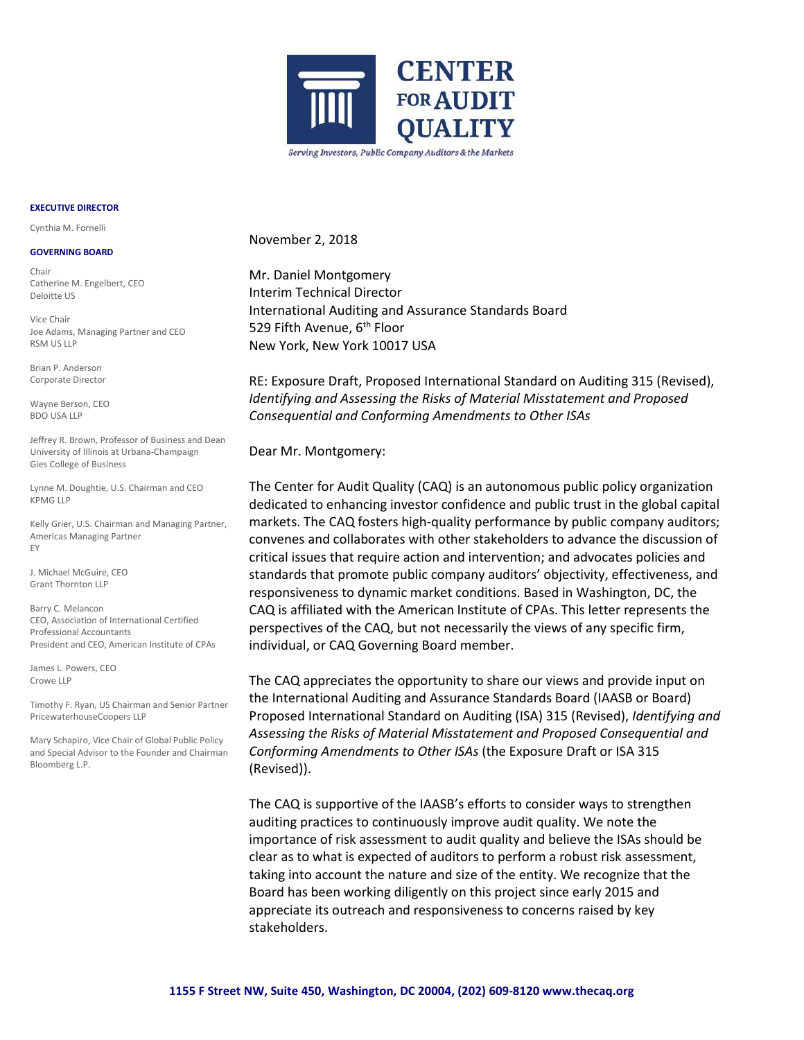# CENTER FOR AUDIT QUALITY

*Serving Investors, Public Company Auditors & the Markets*

**EXECUTIVE DIRECTOR**

Cynthia M. Fornelli

**GOVERNING BOARD**

Chair
Catherine M. Engelbert, CEO
Deloitte US

Vice Chair
Joe Adams, Managing Partner and CEO
RSM US LLP

Brian P. Anderson
Corporate Director

Wayne Berson, CEO
BDO USA LLP

Jeffrey R. Brown, Professor of Business and Dean
University of Illinois at Urbana-Champaign
Gies College of Business

Lynne M. Doughtie, U.S. Chairman and CEO
KPMG LLP

Kelly Grier, U.S. Chairman and Managing Partner, Americas Managing Partner
EY

J. Michael McGuire, CEO
Grant Thornton LLP

Barry C. Melancon
CEO, Association of International Certified Professional Accountants
President and CEO, American Institute of CPAs

James L. Powers, CEO
Crowe LLP

Timothy F. Ryan, US Chairman and Senior Partner
PricewaterhouseCoopers LLP

Mary Schapiro, Vice Chair of Global Public Policy and Special Advisor to the Founder and Chairman
Bloomberg L.P.

November 2, 2018

Mr. Daniel Montgomery
Interim Technical Director
International Auditing and Assurance Standards Board
529 Fifth Avenue, 6th Floor
New York, New York 10017 USA

RE: Exposure Draft, Proposed International Standard on Auditing 315 (Revised), *Identifying and Assessing the Risks of Material Misstatement and Proposed Consequential and Conforming Amendments to Other ISAs*

Dear Mr. Montgomery:

The Center for Audit Quality (CAQ) is an autonomous public policy organization dedicated to enhancing investor confidence and public trust in the global capital markets. The CAQ fosters high-quality performance by public company auditors; convenes and collaborates with other stakeholders to advance the discussion of critical issues that require action and intervention; and advocates policies and standards that promote public company auditors' objectivity, effectiveness, and responsiveness to dynamic market conditions. Based in Washington, DC, the CAQ is affiliated with the American Institute of CPAs. This letter represents the perspectives of the CAQ, but not necessarily the views of any specific firm, individual, or CAQ Governing Board member.

The CAQ appreciates the opportunity to share our views and provide input on the International Auditing and Assurance Standards Board (IAASB or Board) Proposed International Standard on Auditing (ISA) 315 (Revised), *Identifying and Assessing the Risks of Material Misstatement and Proposed Consequential and Conforming Amendments to Other ISAs* (the Exposure Draft or ISA 315 (Revised)).

The CAQ is supportive of the IAASB's efforts to consider ways to strengthen auditing practices to continuously improve audit quality. We note the importance of risk assessment to audit quality and believe the ISAs should be clear as to what is expected of auditors to perform a robust risk assessment, taking into account the nature and size of the entity. We recognize that the Board has been working diligently on this project since early 2015 and appreciate its outreach and responsiveness to concerns raised by key stakeholders.

**1155 F Street NW, Suite 450, Washington, DC 20004, (202) 609-8120 www.thecaq.org**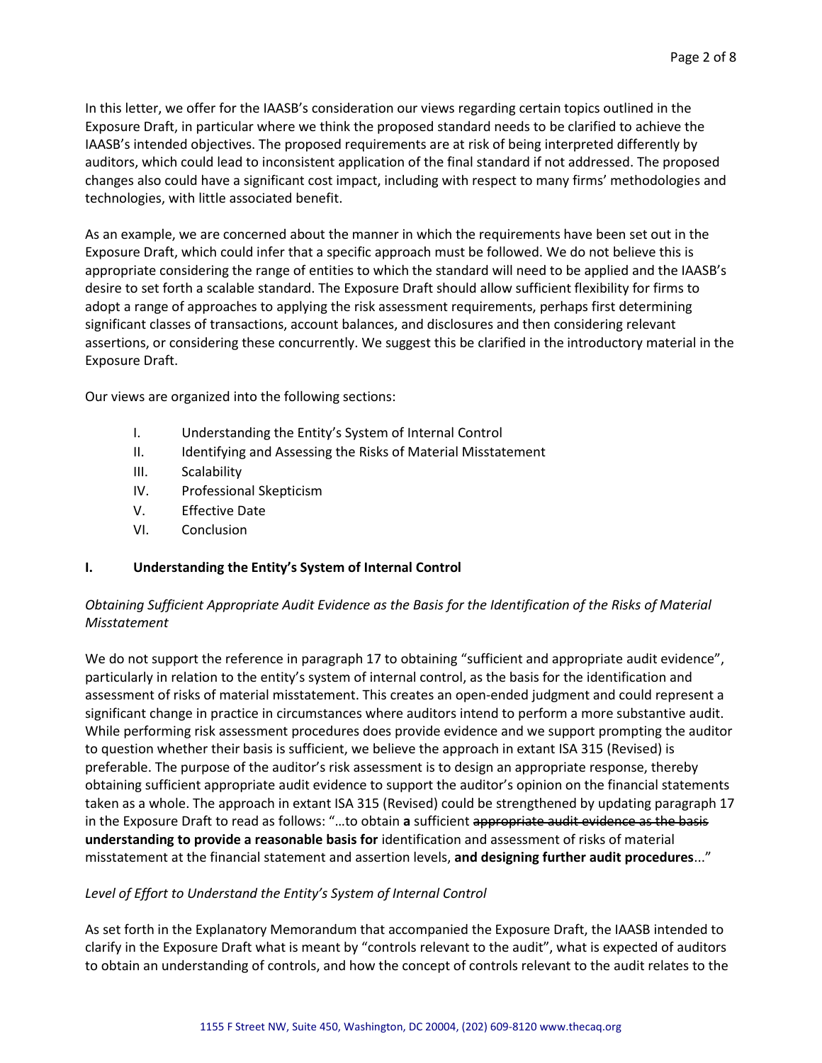In this letter, we offer for the IAASB's consideration our views regarding certain topics outlined in the Exposure Draft, in particular where we think the proposed standard needs to be clarified to achieve the IAASB's intended objectives. The proposed requirements are at risk of being interpreted differently by auditors, which could lead to inconsistent application of the final standard if not addressed. The proposed changes also could have a significant cost impact, including with respect to many firms' methodologies and technologies, with little associated benefit.

As an example, we are concerned about the manner in which the requirements have been set out in the Exposure Draft, which could infer that a specific approach must be followed. We do not believe this is appropriate considering the range of entities to which the standard will need to be applied and the IAASB's desire to set forth a scalable standard. The Exposure Draft should allow sufficient flexibility for firms to adopt a range of approaches to applying the risk assessment requirements, perhaps first determining significant classes of transactions, account balances, and disclosures and then considering relevant assertions, or considering these concurrently. We suggest this be clarified in the introductory material in the Exposure Draft.

Our views are organized into the following sections:

- I. Understanding the Entity's System of Internal Control
- II. Identifying and Assessing the Risks of Material Misstatement
- III. Scalability
- IV. Professional Skepticism
- V. Effective Date
- VI. Conclusion

## I. Understanding the Entity's System of Internal Control

*Obtaining Sufficient Appropriate Audit Evidence as the Basis for the Identification of the Risks of Material Misstatement*

We do not support the reference in paragraph 17 to obtaining "sufficient and appropriate audit evidence", particularly in relation to the entity's system of internal control, as the basis for the identification and assessment of risks of material misstatement. This creates an open-ended judgment and could represent a significant change in practice in circumstances where auditors intend to perform a more substantive audit. While performing risk assessment procedures does provide evidence and we support prompting the auditor to question whether their basis is sufficient, we believe the approach in extant ISA 315 (Revised) is preferable. The purpose of the auditor's risk assessment is to design an appropriate response, thereby obtaining sufficient appropriate audit evidence to support the auditor's opinion on the financial statements taken as a whole. The approach in extant ISA 315 (Revised) could be strengthened by updating paragraph 17 in the Exposure Draft to read as follows: "…to obtain **a** sufficient ~~appropriate audit evidence as the basis~~ **understanding to provide a reasonable basis for** identification and assessment of risks of material misstatement at the financial statement and assertion levels, **and designing further audit procedures**..."

*Level of Effort to Understand the Entity's System of Internal Control*

As set forth in the Explanatory Memorandum that accompanied the Exposure Draft, the IAASB intended to clarify in the Exposure Draft what is meant by "controls relevant to the audit", what is expected of auditors to obtain an understanding of controls, and how the concept of controls relevant to the audit relates to the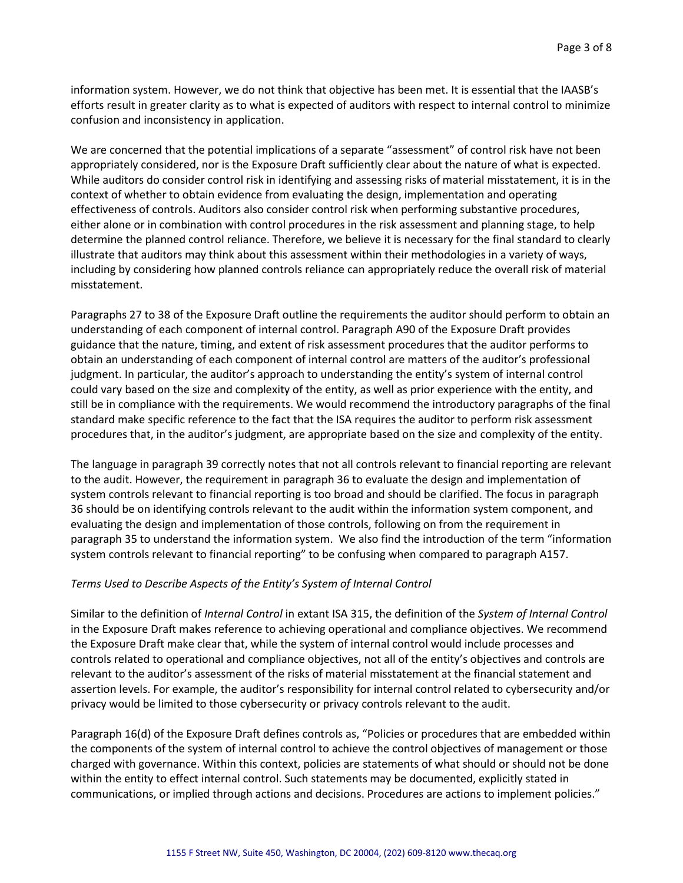information system. However, we do not think that objective has been met. It is essential that the IAASB's efforts result in greater clarity as to what is expected of auditors with respect to internal control to minimize confusion and inconsistency in application.

We are concerned that the potential implications of a separate "assessment" of control risk have not been appropriately considered, nor is the Exposure Draft sufficiently clear about the nature of what is expected. While auditors do consider control risk in identifying and assessing risks of material misstatement, it is in the context of whether to obtain evidence from evaluating the design, implementation and operating effectiveness of controls. Auditors also consider control risk when performing substantive procedures, either alone or in combination with control procedures in the risk assessment and planning stage, to help determine the planned control reliance. Therefore, we believe it is necessary for the final standard to clearly illustrate that auditors may think about this assessment within their methodologies in a variety of ways, including by considering how planned controls reliance can appropriately reduce the overall risk of material misstatement.

Paragraphs 27 to 38 of the Exposure Draft outline the requirements the auditor should perform to obtain an understanding of each component of internal control. Paragraph A90 of the Exposure Draft provides guidance that the nature, timing, and extent of risk assessment procedures that the auditor performs to obtain an understanding of each component of internal control are matters of the auditor's professional judgment. In particular, the auditor's approach to understanding the entity's system of internal control could vary based on the size and complexity of the entity, as well as prior experience with the entity, and still be in compliance with the requirements. We would recommend the introductory paragraphs of the final standard make specific reference to the fact that the ISA requires the auditor to perform risk assessment procedures that, in the auditor's judgment, are appropriate based on the size and complexity of the entity.

The language in paragraph 39 correctly notes that not all controls relevant to financial reporting are relevant to the audit. However, the requirement in paragraph 36 to evaluate the design and implementation of system controls relevant to financial reporting is too broad and should be clarified. The focus in paragraph 36 should be on identifying controls relevant to the audit within the information system component, and evaluating the design and implementation of those controls, following on from the requirement in paragraph 35 to understand the information system. We also find the introduction of the term "information system controls relevant to financial reporting" to be confusing when compared to paragraph A157.

*Terms Used to Describe Aspects of the Entity's System of Internal Control*

Similar to the definition of *Internal Control* in extant ISA 315, the definition of the *System of Internal Control* in the Exposure Draft makes reference to achieving operational and compliance objectives. We recommend the Exposure Draft make clear that, while the system of internal control would include processes and controls related to operational and compliance objectives, not all of the entity's objectives and controls are relevant to the auditor's assessment of the risks of material misstatement at the financial statement and assertion levels. For example, the auditor's responsibility for internal control related to cybersecurity and/or privacy would be limited to those cybersecurity or privacy controls relevant to the audit.

Paragraph 16(d) of the Exposure Draft defines controls as, "Policies or procedures that are embedded within the components of the system of internal control to achieve the control objectives of management or those charged with governance. Within this context, policies are statements of what should or should not be done within the entity to effect internal control. Such statements may be documented, explicitly stated in communications, or implied through actions and decisions. Procedures are actions to implement policies."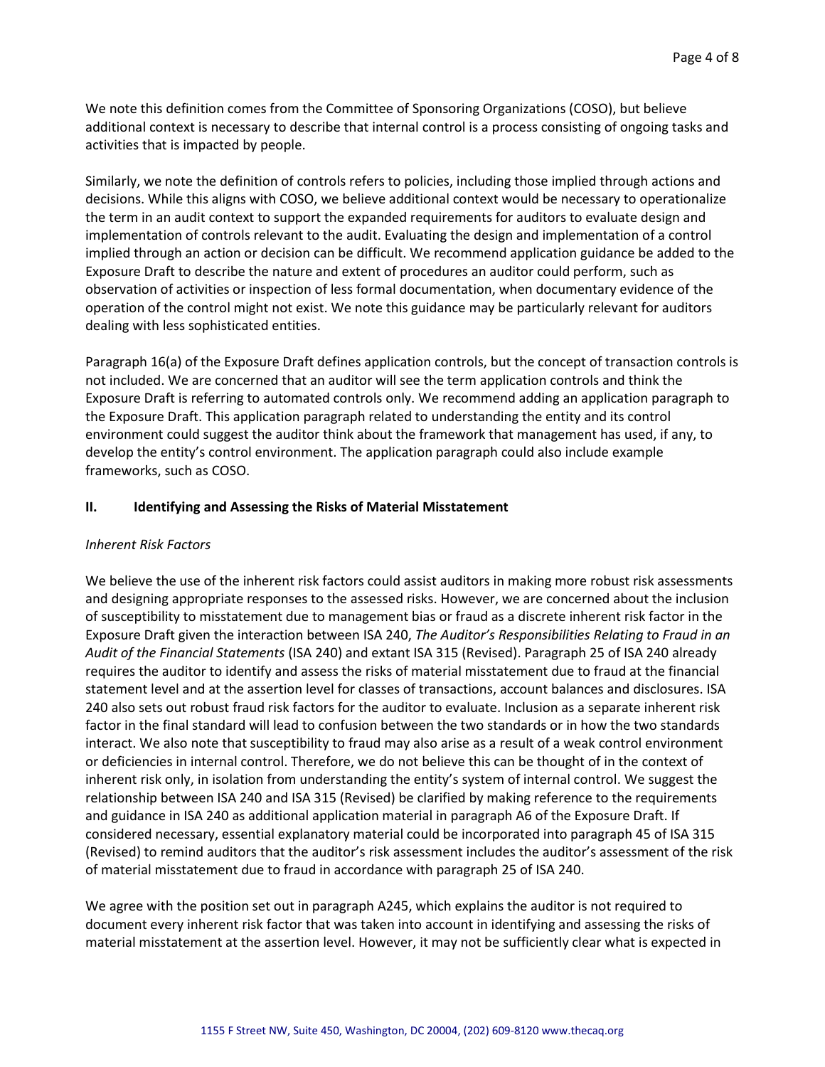We note this definition comes from the Committee of Sponsoring Organizations (COSO), but believe additional context is necessary to describe that internal control is a process consisting of ongoing tasks and activities that is impacted by people.

Similarly, we note the definition of controls refers to policies, including those implied through actions and decisions. While this aligns with COSO, we believe additional context would be necessary to operationalize the term in an audit context to support the expanded requirements for auditors to evaluate design and implementation of controls relevant to the audit. Evaluating the design and implementation of a control implied through an action or decision can be difficult. We recommend application guidance be added to the Exposure Draft to describe the nature and extent of procedures an auditor could perform, such as observation of activities or inspection of less formal documentation, when documentary evidence of the operation of the control might not exist. We note this guidance may be particularly relevant for auditors dealing with less sophisticated entities.

Paragraph 16(a) of the Exposure Draft defines application controls, but the concept of transaction controls is not included. We are concerned that an auditor will see the term application controls and think the Exposure Draft is referring to automated controls only. We recommend adding an application paragraph to the Exposure Draft. This application paragraph related to understanding the entity and its control environment could suggest the auditor think about the framework that management has used, if any, to develop the entity's control environment. The application paragraph could also include example frameworks, such as COSO.

## II. Identifying and Assessing the Risks of Material Misstatement

### *Inherent Risk Factors*

We believe the use of the inherent risk factors could assist auditors in making more robust risk assessments and designing appropriate responses to the assessed risks. However, we are concerned about the inclusion of susceptibility to misstatement due to management bias or fraud as a discrete inherent risk factor in the Exposure Draft given the interaction between ISA 240, *The Auditor's Responsibilities Relating to Fraud in an Audit of the Financial Statements* (ISA 240) and extant ISA 315 (Revised). Paragraph 25 of ISA 240 already requires the auditor to identify and assess the risks of material misstatement due to fraud at the financial statement level and at the assertion level for classes of transactions, account balances and disclosures. ISA 240 also sets out robust fraud risk factors for the auditor to evaluate. Inclusion as a separate inherent risk factor in the final standard will lead to confusion between the two standards or in how the two standards interact. We also note that susceptibility to fraud may also arise as a result of a weak control environment or deficiencies in internal control. Therefore, we do not believe this can be thought of in the context of inherent risk only, in isolation from understanding the entity's system of internal control. We suggest the relationship between ISA 240 and ISA 315 (Revised) be clarified by making reference to the requirements and guidance in ISA 240 as additional application material in paragraph A6 of the Exposure Draft. If considered necessary, essential explanatory material could be incorporated into paragraph 45 of ISA 315 (Revised) to remind auditors that the auditor's risk assessment includes the auditor's assessment of the risk of material misstatement due to fraud in accordance with paragraph 25 of ISA 240.

We agree with the position set out in paragraph A245, which explains the auditor is not required to document every inherent risk factor that was taken into account in identifying and assessing the risks of material misstatement at the assertion level. However, it may not be sufficiently clear what is expected in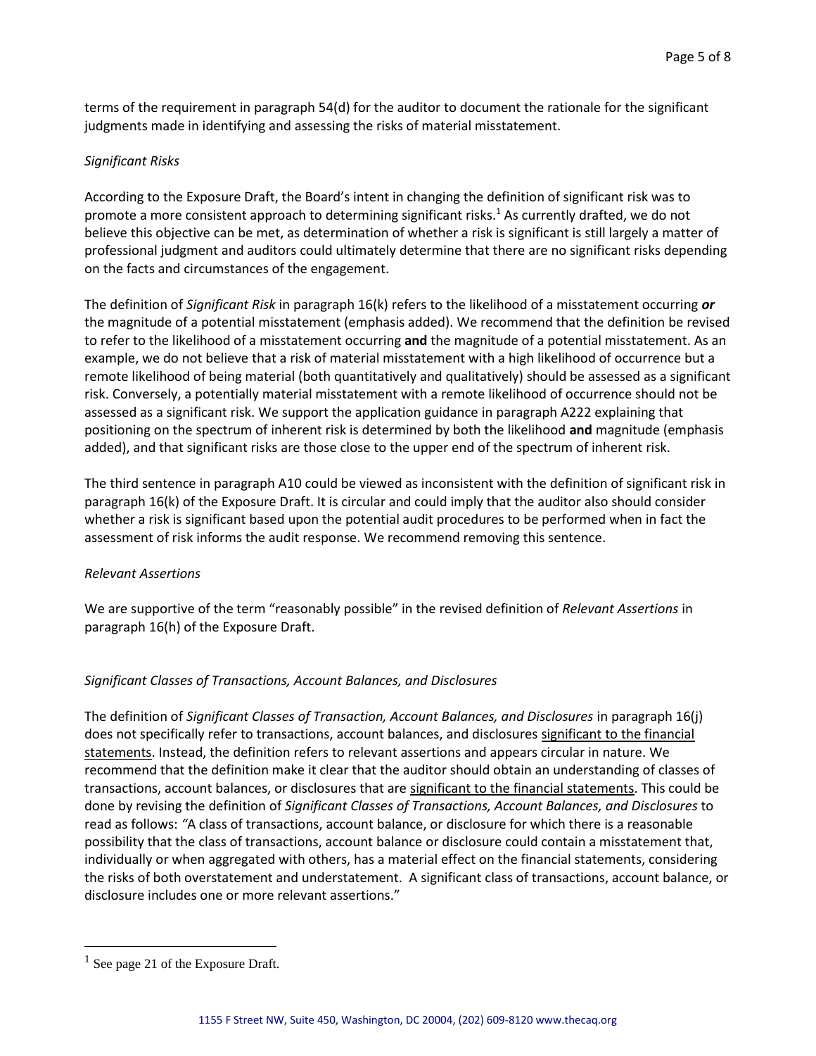terms of the requirement in paragraph 54(d) for the auditor to document the rationale for the significant judgments made in identifying and assessing the risks of material misstatement.

### *Significant Risks*

According to the Exposure Draft, the Board's intent in changing the definition of significant risk was to promote a more consistent approach to determining significant risks.[1] As currently drafted, we do not believe this objective can be met, as determination of whether a risk is significant is still largely a matter of professional judgment and auditors could ultimately determine that there are no significant risks depending on the facts and circumstances of the engagement.

The definition of *Significant Risk* in paragraph 16(k) refers to the likelihood of a misstatement occurring ***or*** the magnitude of a potential misstatement (emphasis added). We recommend that the definition be revised to refer to the likelihood of a misstatement occurring **and** the magnitude of a potential misstatement. As an example, we do not believe that a risk of material misstatement with a high likelihood of occurrence but a remote likelihood of being material (both quantitatively and qualitatively) should be assessed as a significant risk. Conversely, a potentially material misstatement with a remote likelihood of occurrence should not be assessed as a significant risk. We support the application guidance in paragraph A222 explaining that positioning on the spectrum of inherent risk is determined by both the likelihood **and** magnitude (emphasis added), and that significant risks are those close to the upper end of the spectrum of inherent risk.

The third sentence in paragraph A10 could be viewed as inconsistent with the definition of significant risk in paragraph 16(k) of the Exposure Draft. It is circular and could imply that the auditor also should consider whether a risk is significant based upon the potential audit procedures to be performed when in fact the assessment of risk informs the audit response. We recommend removing this sentence.

### *Relevant Assertions*

We are supportive of the term "reasonably possible" in the revised definition of *Relevant Assertions* in paragraph 16(h) of the Exposure Draft.

### *Significant Classes of Transactions, Account Balances, and Disclosures*

The definition of *Significant Classes of Transaction, Account Balances, and Disclosures* in paragraph 16(j) does not specifically refer to transactions, account balances, and disclosures <u>significant to the financial statements</u>. Instead, the definition refers to relevant assertions and appears circular in nature. We recommend that the definition make it clear that the auditor should obtain an understanding of classes of transactions, account balances, or disclosures that are <u>significant to the financial statements</u>. This could be done by revising the definition of *Significant Classes of Transactions, Account Balances, and Disclosures* to read as follows: "A class of transactions, account balance, or disclosure for which there is a reasonable possibility that the class of transactions, account balance or disclosure could contain a misstatement that, individually or when aggregated with others, has a material effect on the financial statements, considering the risks of both overstatement and understatement. A significant class of transactions, account balance, or disclosure includes one or more relevant assertions."

---

[1] See page 21 of the Exposure Draft.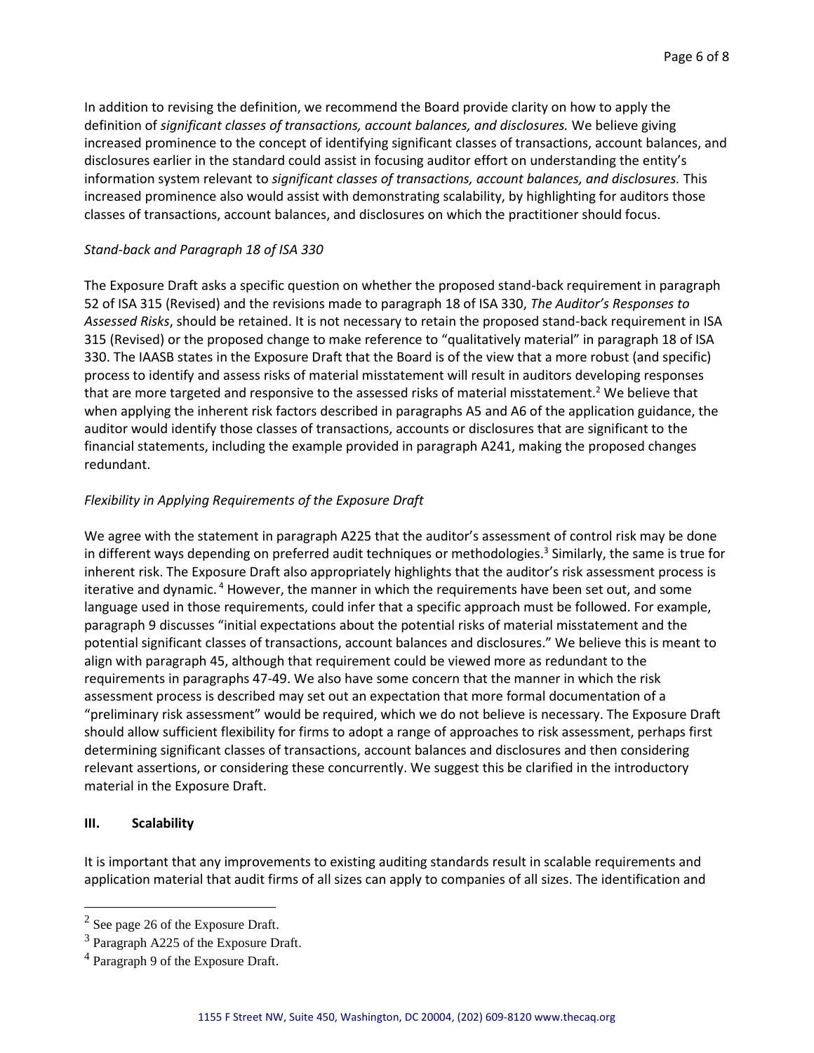In addition to revising the definition, we recommend the Board provide clarity on how to apply the definition of *significant classes of transactions, account balances, and disclosures.* We believe giving increased prominence to the concept of identifying significant classes of transactions, account balances, and disclosures earlier in the standard could assist in focusing auditor effort on understanding the entity's information system relevant to *significant classes of transactions, account balances, and disclosures.* This increased prominence also would assist with demonstrating scalability, by highlighting for auditors those classes of transactions, account balances, and disclosures on which the practitioner should focus.

*Stand-back and Paragraph 18 of ISA 330*

The Exposure Draft asks a specific question on whether the proposed stand-back requirement in paragraph 52 of ISA 315 (Revised) and the revisions made to paragraph 18 of ISA 330, *The Auditor's Responses to Assessed Risks*, should be retained. It is not necessary to retain the proposed stand-back requirement in ISA 315 (Revised) or the proposed change to make reference to "qualitatively material" in paragraph 18 of ISA 330. The IAASB states in the Exposure Draft that the Board is of the view that a more robust (and specific) process to identify and assess risks of material misstatement will result in auditors developing responses that are more targeted and responsive to the assessed risks of material misstatement.[2] We believe that when applying the inherent risk factors described in paragraphs A5 and A6 of the application guidance, the auditor would identify those classes of transactions, accounts or disclosures that are significant to the financial statements, including the example provided in paragraph A241, making the proposed changes redundant.

*Flexibility in Applying Requirements of the Exposure Draft*

We agree with the statement in paragraph A225 that the auditor's assessment of control risk may be done in different ways depending on preferred audit techniques or methodologies.[3] Similarly, the same is true for inherent risk. The Exposure Draft also appropriately highlights that the auditor's risk assessment process is iterative and dynamic.[4] However, the manner in which the requirements have been set out, and some language used in those requirements, could infer that a specific approach must be followed. For example, paragraph 9 discusses "initial expectations about the potential risks of material misstatement and the potential significant classes of transactions, account balances and disclosures." We believe this is meant to align with paragraph 45, although that requirement could be viewed more as redundant to the requirements in paragraphs 47-49. We also have some concern that the manner in which the risk assessment process is described may set out an expectation that more formal documentation of a "preliminary risk assessment" would be required, which we do not believe is necessary. The Exposure Draft should allow sufficient flexibility for firms to adopt a range of approaches to risk assessment, perhaps first determining significant classes of transactions, account balances and disclosures and then considering relevant assertions, or considering these concurrently. We suggest this be clarified in the introductory material in the Exposure Draft.

## III. Scalability

It is important that any improvements to existing auditing standards result in scalable requirements and application material that audit firms of all sizes can apply to companies of all sizes. The identification and

---

[2] See page 26 of the Exposure Draft.

[3] Paragraph A225 of the Exposure Draft.

[4] Paragraph 9 of the Exposure Draft.

1155 F Street NW, Suite 450, Washington, DC 20004, (202) 609-8120 www.thecaq.org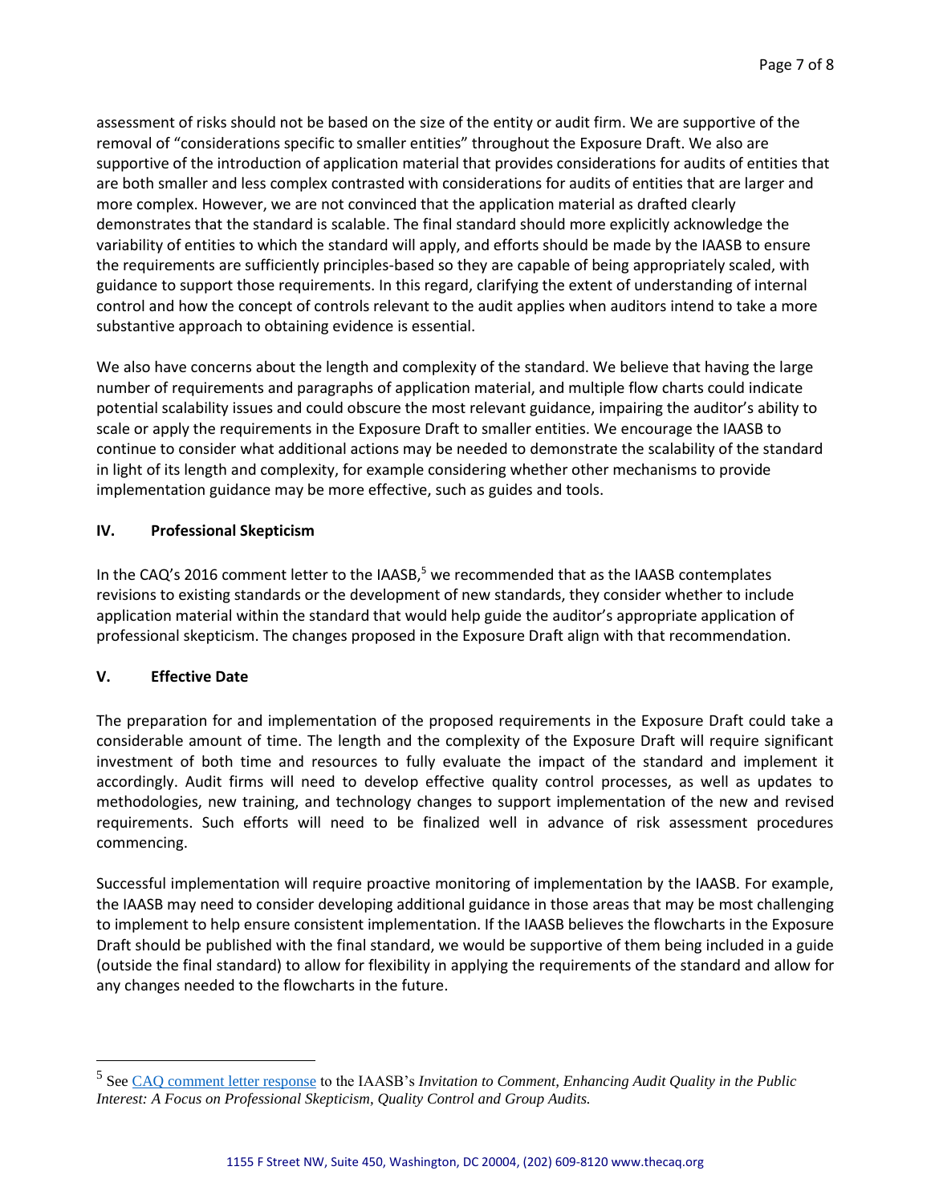assessment of risks should not be based on the size of the entity or audit firm. We are supportive of the removal of "considerations specific to smaller entities" throughout the Exposure Draft. We also are supportive of the introduction of application material that provides considerations for audits of entities that are both smaller and less complex contrasted with considerations for audits of entities that are larger and more complex. However, we are not convinced that the application material as drafted clearly demonstrates that the standard is scalable. The final standard should more explicitly acknowledge the variability of entities to which the standard will apply, and efforts should be made by the IAASB to ensure the requirements are sufficiently principles-based so they are capable of being appropriately scaled, with guidance to support those requirements. In this regard, clarifying the extent of understanding of internal control and how the concept of controls relevant to the audit applies when auditors intend to take a more substantive approach to obtaining evidence is essential.

We also have concerns about the length and complexity of the standard. We believe that having the large number of requirements and paragraphs of application material, and multiple flow charts could indicate potential scalability issues and could obscure the most relevant guidance, impairing the auditor's ability to scale or apply the requirements in the Exposure Draft to smaller entities. We encourage the IAASB to continue to consider what additional actions may be needed to demonstrate the scalability of the standard in light of its length and complexity, for example considering whether other mechanisms to provide implementation guidance may be more effective, such as guides and tools.

## IV. Professional Skepticism

In the CAQ's 2016 comment letter to the IAASB,[5] we recommended that as the IAASB contemplates revisions to existing standards or the development of new standards, they consider whether to include application material within the standard that would help guide the auditor's appropriate application of professional skepticism. The changes proposed in the Exposure Draft align with that recommendation.

## V. Effective Date

The preparation for and implementation of the proposed requirements in the Exposure Draft could take a considerable amount of time. The length and the complexity of the Exposure Draft will require significant investment of both time and resources to fully evaluate the impact of the standard and implement it accordingly. Audit firms will need to develop effective quality control processes, as well as updates to methodologies, new training, and technology changes to support implementation of the new and revised requirements. Such efforts will need to be finalized well in advance of risk assessment procedures commencing.

Successful implementation will require proactive monitoring of implementation by the IAASB. For example, the IAASB may need to consider developing additional guidance in those areas that may be most challenging to implement to help ensure consistent implementation. If the IAASB believes the flowcharts in the Exposure Draft should be published with the final standard, we would be supportive of them being included in a guide (outside the final standard) to allow for flexibility in applying the requirements of the standard and allow for any changes needed to the flowcharts in the future.

---

[5] See CAQ comment letter response to the IAASB's *Invitation to Comment, Enhancing Audit Quality in the Public Interest: A Focus on Professional Skepticism, Quality Control and Group Audits.*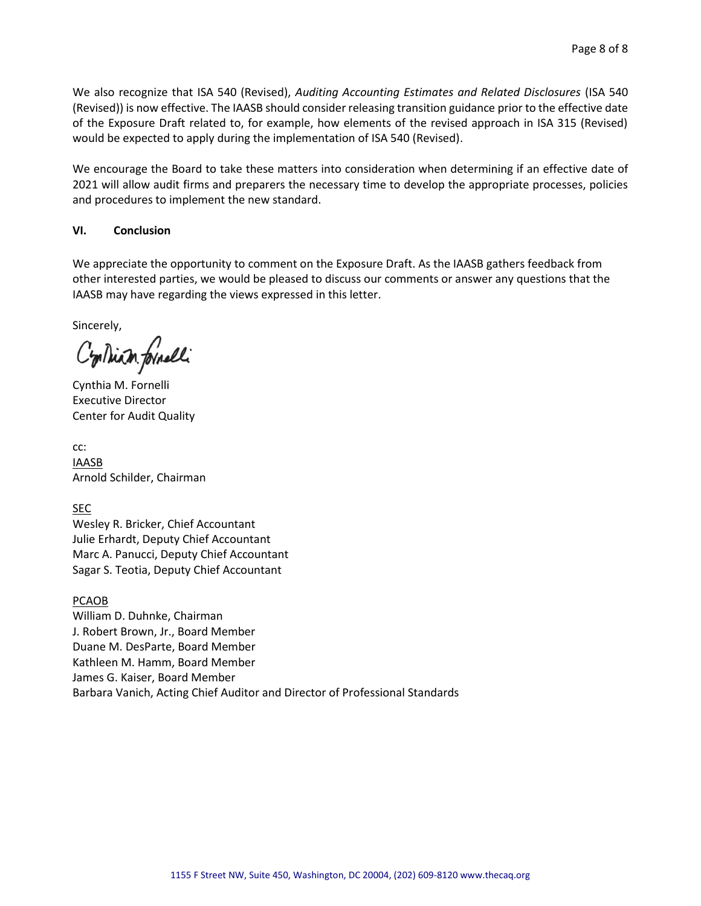We also recognize that ISA 540 (Revised), *Auditing Accounting Estimates and Related Disclosures* (ISA 540 (Revised)) is now effective. The IAASB should consider releasing transition guidance prior to the effective date of the Exposure Draft related to, for example, how elements of the revised approach in ISA 315 (Revised) would be expected to apply during the implementation of ISA 540 (Revised).

We encourage the Board to take these matters into consideration when determining if an effective date of 2021 will allow audit firms and preparers the necessary time to develop the appropriate processes, policies and procedures to implement the new standard.

## VI. Conclusion

We appreciate the opportunity to comment on the Exposure Draft. As the IAASB gathers feedback from other interested parties, we would be pleased to discuss our comments or answer any questions that the IAASB may have regarding the views expressed in this letter.

Sincerely,

Cynthia M. Fornelli
Executive Director
Center for Audit Quality

cc:
IAASB
Arnold Schilder, Chairman

SEC
Wesley R. Bricker, Chief Accountant
Julie Erhardt, Deputy Chief Accountant
Marc A. Panucci, Deputy Chief Accountant
Sagar S. Teotia, Deputy Chief Accountant

PCAOB
William D. Duhnke, Chairman
J. Robert Brown, Jr., Board Member
Duane M. DesParte, Board Member
Kathleen M. Hamm, Board Member
James G. Kaiser, Board Member
Barbara Vanich, Acting Chief Auditor and Director of Professional Standards